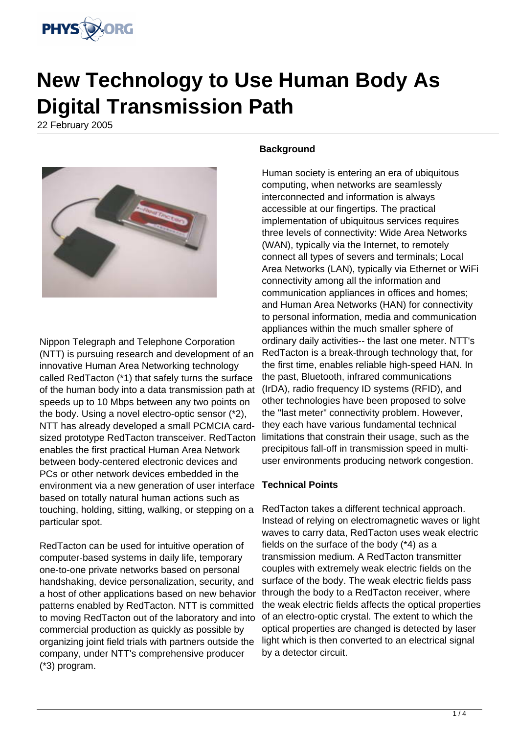# New Technology to Use Human Body As Digital Transmission Path

22 February 2005

Nippon Telegraph and Telephone Corporation (NTT) is pursuing research and development of an innovative Human Area Networking technology called RedTacton (*1) that safely turns the surface of the human body into a data transmission path at speeds up to 10 Mbps between any two points on the body. Using a novel electro-optic sensor (*2), NTT has already developed a small PCMCIA card-sized prototype RedTacton transceiver. RedTacton enables the first practical Human Area Network between body-centered electronic devices and PCs or other network devices embedded in the environment via a new generation of user interface based on totally natural human actions such as touching, holding, sitting, walking, or stepping on a particular spot.

RedTacton can be used for intuitive operation of computer-based systems in daily life, temporary one-to-one private networks based on personal handshaking, device personalization, security, and a host of other applications based on new behavior patterns enabled by RedTacton. NTT is committed to moving RedTacton out of the laboratory and into commercial production as quickly as possible by organizing joint field trials with partners outside the company, under NTT's comprehensive producer (*3) program.

**Background**

Human society is entering an era of ubiquitous computing, when networks are seamlessly interconnected and information is always accessible at our fingertips. The practical implementation of ubiquitous services requires three levels of connectivity: Wide Area Networks (WAN), typically via the Internet, to remotely connect all types of severs and terminals; Local Area Networks (LAN), typically via Ethernet or WiFi connectivity among all the information and communication appliances in offices and homes; and Human Area Networks (HAN) for connectivity to personal information, media and communication appliances within the much smaller sphere of ordinary daily activities-- the last one meter. NTT's RedTacton is a break-through technology that, for the first time, enables reliable high-speed HAN. In the past, Bluetooth, infrared communications (IrDA), radio frequency ID systems (RFID), and other technologies have been proposed to solve the "last meter" connectivity problem. However, they each have various fundamental technical limitations that constrain their usage, such as the precipitous fall-off in transmission speed in multi-user environments producing network congestion.

**Technical Points**

RedTacton takes a different technical approach. Instead of relying on electromagnetic waves or light waves to carry data, RedTacton uses weak electric fields on the surface of the body (*4) as a transmission medium. A RedTacton transmitter couples with extremely weak electric fields on the surface of the body. The weak electric fields pass through the body to a RedTacton receiver, where the weak electric fields affects the optical properties of an electro-optic crystal. The extent to which the optical properties are changed is detected by laser light which is then converted to an electrical signal by a detector circuit.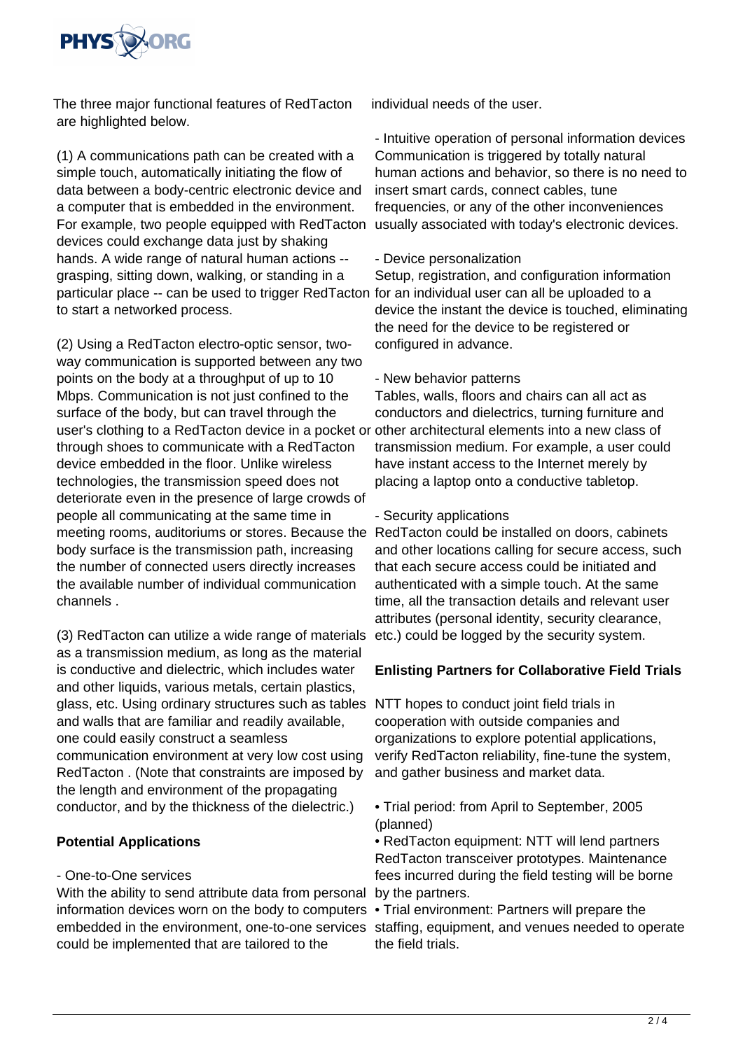The three major functional features of RedTacton are highlighted below.

(1) A communications path can be created with a simple touch, automatically initiating the flow of data between a body-centric electronic device and a computer that is embedded in the environment. For example, two people equipped with RedTacton devices could exchange data just by shaking hands. A wide range of natural human actions -- grasping, sitting down, walking, or standing in a particular place -- can be used to trigger RedTacton to start a networked process.

(2) Using a RedTacton electro-optic sensor, two-way communication is supported between any two points on the body at a throughput of up to 10 Mbps. Communication is not just confined to the surface of the body, but can travel through the user's clothing to a RedTacton device in a pocket or through shoes to communicate with a RedTacton device embedded in the floor. Unlike wireless technologies, the transmission speed does not deteriorate even in the presence of large crowds of people all communicating at the same time in meeting rooms, auditoriums or stores. Because the body surface is the transmission path, increasing the number of connected users directly increases the available number of individual communication channels .

(3) RedTacton can utilize a wide range of materials as a transmission medium, as long as the material is conductive and dielectric, which includes water and other liquids, various metals, certain plastics, glass, etc. Using ordinary structures such as tables and walls that are familiar and readily available, one could easily construct a seamless communication environment at very low cost using RedTacton . (Note that constraints are imposed by the length and environment of the propagating conductor, and by the thickness of the dielectric.)

**Potential Applications**

- One-to-One services
With the ability to send attribute data from personal information devices worn on the body to computers embedded in the environment, one-to-one services could be implemented that are tailored to the individual needs of the user.

- Intuitive operation of personal information devices
Communication is triggered by totally natural human actions and behavior, so there is no need to insert smart cards, connect cables, tune frequencies, or any of the other inconveniences usually associated with today's electronic devices.

- Device personalization
Setup, registration, and configuration information for an individual user can all be uploaded to a device the instant the device is touched, eliminating the need for the device to be registered or configured in advance.

- New behavior patterns
Tables, walls, floors and chairs can all act as conductors and dielectrics, turning furniture and other architectural elements into a new class of transmission medium. For example, a user could have instant access to the Internet merely by placing a laptop onto a conductive tabletop.

- Security applications
RedTacton could be installed on doors, cabinets and other locations calling for secure access, such that each secure access could be initiated and authenticated with a simple touch. At the same time, all the transaction details and relevant user attributes (personal identity, security clearance, etc.) could be logged by the security system.

**Enlisting Partners for Collaborative Field Trials**

NTT hopes to conduct joint field trials in cooperation with outside companies and organizations to explore potential applications, verify RedTacton reliability, fine-tune the system, and gather business and market data.

• Trial period: from April to September, 2005 (planned)
• RedTacton equipment: NTT will lend partners RedTacton transceiver prototypes. Maintenance fees incurred during the field testing will be borne by the partners.
• Trial environment: Partners will prepare the staffing, equipment, and venues needed to operate the field trials.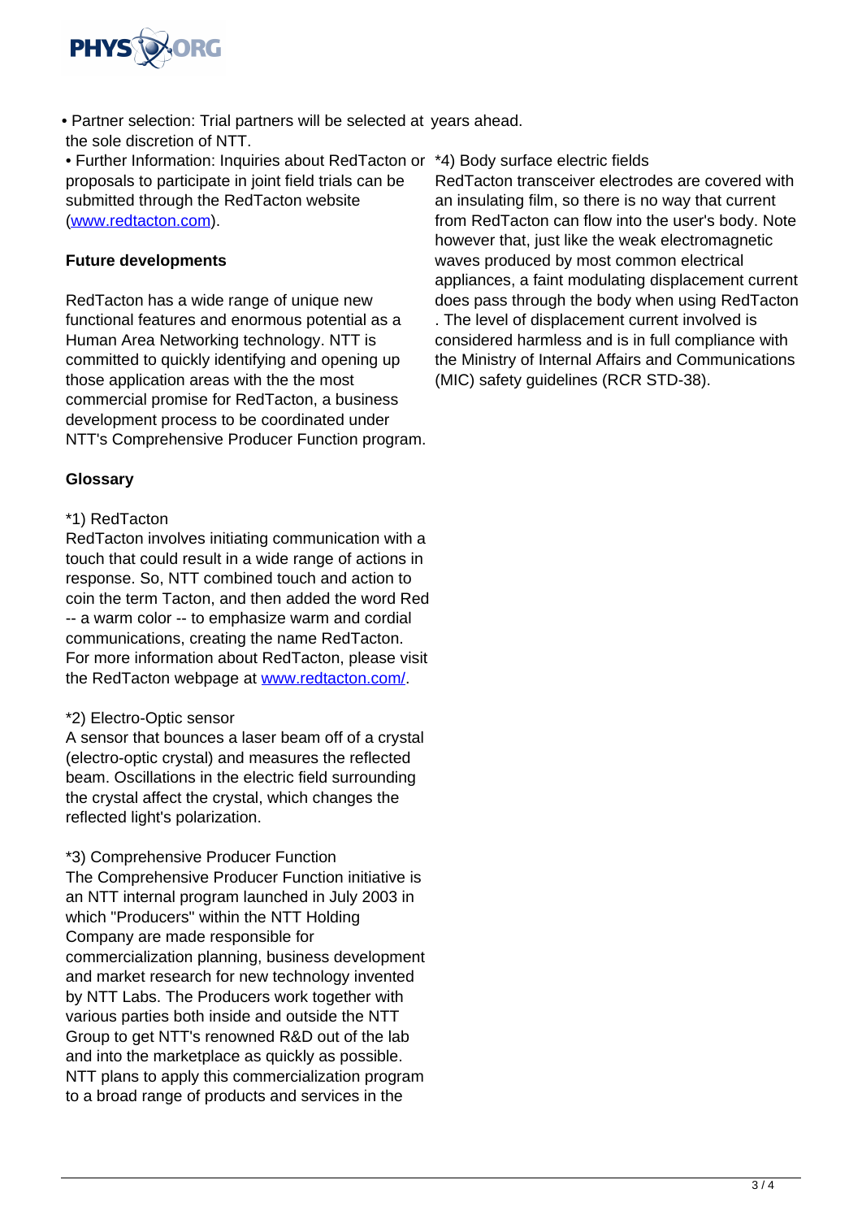• Partner selection: Trial partners will be selected at the sole discretion of NTT.

• Further Information: Inquiries about RedTacton or proposals to participate in joint field trials can be submitted through the RedTacton website (www.redtacton.com).

**Future developments**

RedTacton has a wide range of unique new functional features and enormous potential as a Human Area Networking technology. NTT is committed to quickly identifying and opening up those application areas with the the most commercial promise for RedTacton, a business development process to be coordinated under NTT's Comprehensive Producer Function program.

**Glossary**

*1) RedTacton
RedTacton involves initiating communication with a touch that could result in a wide range of actions in response. So, NTT combined touch and action to coin the term Tacton, and then added the word Red -- a warm color -- to emphasize warm and cordial communications, creating the name RedTacton. For more information about RedTacton, please visit the RedTacton webpage at www.redtacton.com/.

*2) Electro-Optic sensor
A sensor that bounces a laser beam off of a crystal (electro-optic crystal) and measures the reflected beam. Oscillations in the electric field surrounding the crystal affect the crystal, which changes the reflected light's polarization.

*3) Comprehensive Producer Function
The Comprehensive Producer Function initiative is an NTT internal program launched in July 2003 in which "Producers" within the NTT Holding Company are made responsible for commercialization planning, business development and market research for new technology invented by NTT Labs. The Producers work together with various parties both inside and outside the NTT Group to get NTT's renowned R&D out of the lab and into the marketplace as quickly as possible. NTT plans to apply this commercialization program to a broad range of products and services in the years ahead.

*4) Body surface electric fields
RedTacton transceiver electrodes are covered with an insulating film, so there is no way that current from RedTacton can flow into the user's body. Note however that, just like the weak electromagnetic waves produced by most common electrical appliances, a faint modulating displacement current does pass through the body when using RedTacton. The level of displacement current involved is considered harmless and is in full compliance with the Ministry of Internal Affairs and Communications (MIC) safety guidelines (RCR STD-38).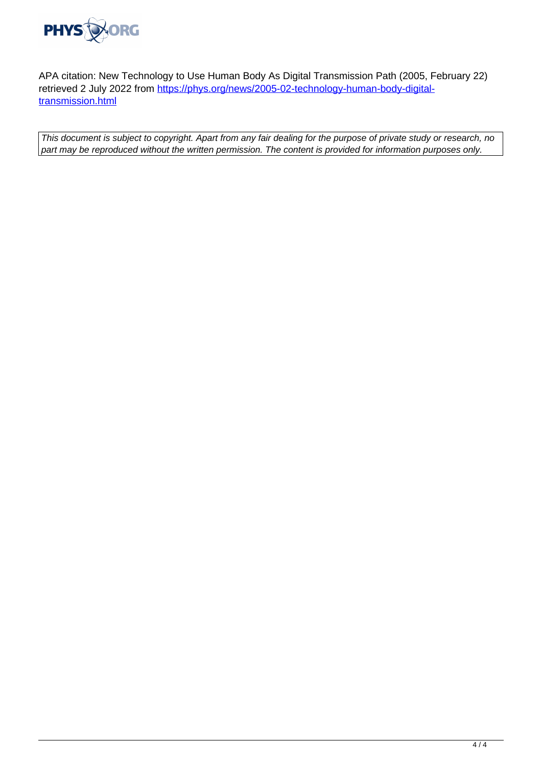APA citation: New Technology to Use Human Body As Digital Transmission Path (2005, February 22) retrieved 2 July 2022 from https://phys.org/news/2005-02-technology-human-body-digital-transmission.html

*This document is subject to copyright. Apart from any fair dealing for the purpose of private study or research, no part may be reproduced without the written permission. The content is provided for information purposes only.*